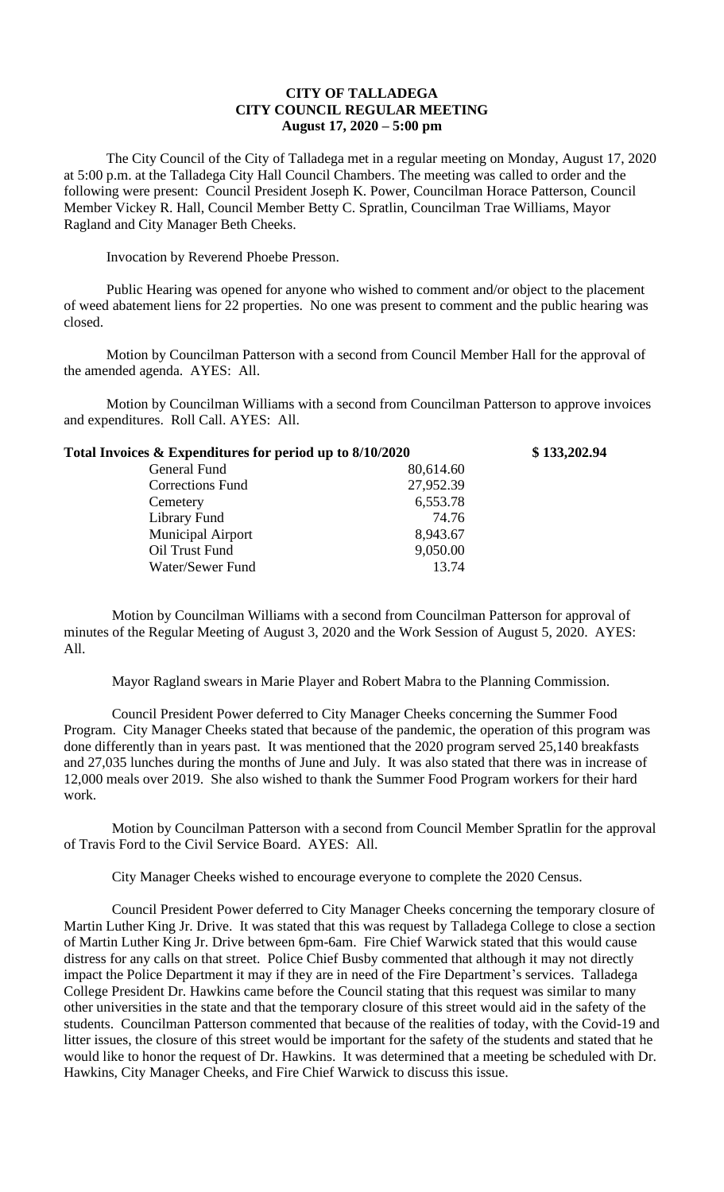**CITY OF TALLADEGA**
**CITY COUNCIL REGULAR MEETING**
**August 17, 2020 – 5:00 pm**

The City Council of the City of Talladega met in a regular meeting on Monday, August 17, 2020 at 5:00 p.m. at the Talladega City Hall Council Chambers. The meeting was called to order and the following were present: Council President Joseph K. Power, Councilman Horace Patterson, Council Member Vickey R. Hall, Council Member Betty C. Spratlin, Councilman Trae Williams, Mayor Ragland and City Manager Beth Cheeks.

Invocation by Reverend Phoebe Presson.

Public Hearing was opened for anyone who wished to comment and/or object to the placement of weed abatement liens for 22 properties. No one was present to comment and the public hearing was closed.

Motion by Councilman Patterson with a second from Council Member Hall for the approval of the amended agenda. AYES: All.

Motion by Councilman Williams with a second from Councilman Patterson to approve invoices and expenditures. Roll Call. AYES: All.

| **Total Invoices & Expenditures for period up to 8/10/2020** | | **$ 133,202.94** |
|---|---|---|
| General Fund | 80,614.60 | |
| Corrections Fund | 27,952.39 | |
| Cemetery | 6,553.78 | |
| Library Fund | 74.76 | |
| Municipal Airport | 8,943.67 | |
| Oil Trust Fund | 9,050.00 | |
| Water/Sewer Fund | 13.74 | |

Motion by Councilman Williams with a second from Councilman Patterson for approval of minutes of the Regular Meeting of August 3, 2020 and the Work Session of August 5, 2020. AYES: All.

Mayor Ragland swears in Marie Player and Robert Mabra to the Planning Commission.

Council President Power deferred to City Manager Cheeks concerning the Summer Food Program. City Manager Cheeks stated that because of the pandemic, the operation of this program was done differently than in years past. It was mentioned that the 2020 program served 25,140 breakfasts and 27,035 lunches during the months of June and July. It was also stated that there was in increase of 12,000 meals over 2019. She also wished to thank the Summer Food Program workers for their hard work.

Motion by Councilman Patterson with a second from Council Member Spratlin for the approval of Travis Ford to the Civil Service Board. AYES: All.

City Manager Cheeks wished to encourage everyone to complete the 2020 Census.

Council President Power deferred to City Manager Cheeks concerning the temporary closure of Martin Luther King Jr. Drive. It was stated that this was request by Talladega College to close a section of Martin Luther King Jr. Drive between 6pm-6am. Fire Chief Warwick stated that this would cause distress for any calls on that street. Police Chief Busby commented that although it may not directly impact the Police Department it may if they are in need of the Fire Department's services. Talladega College President Dr. Hawkins came before the Council stating that this request was similar to many other universities in the state and that the temporary closure of this street would aid in the safety of the students. Councilman Patterson commented that because of the realities of today, with the Covid-19 and litter issues, the closure of this street would be important for the safety of the students and stated that he would like to honor the request of Dr. Hawkins. It was determined that a meeting be scheduled with Dr. Hawkins, City Manager Cheeks, and Fire Chief Warwick to discuss this issue.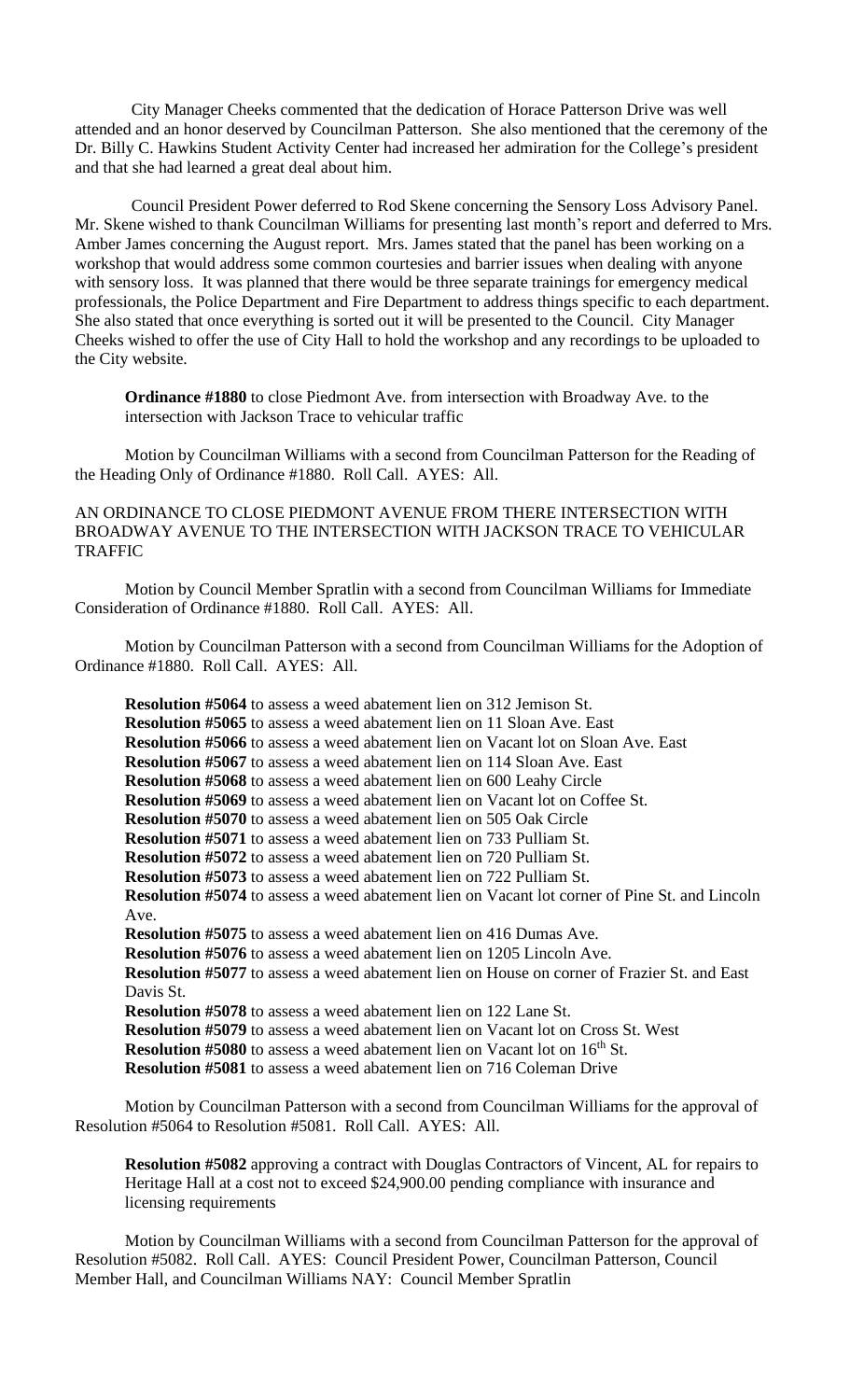City Manager Cheeks commented that the dedication of Horace Patterson Drive was well attended and an honor deserved by Councilman Patterson. She also mentioned that the ceremony of the Dr. Billy C. Hawkins Student Activity Center had increased her admiration for the College's president and that she had learned a great deal about him.

Council President Power deferred to Rod Skene concerning the Sensory Loss Advisory Panel. Mr. Skene wished to thank Councilman Williams for presenting last month's report and deferred to Mrs. Amber James concerning the August report. Mrs. James stated that the panel has been working on a workshop that would address some common courtesies and barrier issues when dealing with anyone with sensory loss. It was planned that there would be three separate trainings for emergency medical professionals, the Police Department and Fire Department to address things specific to each department. She also stated that once everything is sorted out it will be presented to the Council. City Manager Cheeks wished to offer the use of City Hall to hold the workshop and any recordings to be uploaded to the City website.

**Ordinance #1880** to close Piedmont Ave. from intersection with Broadway Ave. to the intersection with Jackson Trace to vehicular traffic

Motion by Councilman Williams with a second from Councilman Patterson for the Reading of the Heading Only of Ordinance #1880. Roll Call. AYES: All.

AN ORDINANCE TO CLOSE PIEDMONT AVENUE FROM THERE INTERSECTION WITH BROADWAY AVENUE TO THE INTERSECTION WITH JACKSON TRACE TO VEHICULAR TRAFFIC

Motion by Council Member Spratlin with a second from Councilman Williams for Immediate Consideration of Ordinance #1880. Roll Call. AYES: All.

Motion by Councilman Patterson with a second from Councilman Williams for the Adoption of Ordinance #1880. Roll Call. AYES: All.

**Resolution #5064** to assess a weed abatement lien on 312 Jemison St.
**Resolution #5065** to assess a weed abatement lien on 11 Sloan Ave. East
**Resolution #5066** to assess a weed abatement lien on Vacant lot on Sloan Ave. East
**Resolution #5067** to assess a weed abatement lien on 114 Sloan Ave. East
**Resolution #5068** to assess a weed abatement lien on 600 Leahy Circle
**Resolution #5069** to assess a weed abatement lien on Vacant lot on Coffee St.
**Resolution #5070** to assess a weed abatement lien on 505 Oak Circle
**Resolution #5071** to assess a weed abatement lien on 733 Pulliam St.
**Resolution #5072** to assess a weed abatement lien on 720 Pulliam St.
**Resolution #5073** to assess a weed abatement lien on 722 Pulliam St.
**Resolution #5074** to assess a weed abatement lien on Vacant lot corner of Pine St. and Lincoln Ave.
**Resolution #5075** to assess a weed abatement lien on 416 Dumas Ave.
**Resolution #5076** to assess a weed abatement lien on 1205 Lincoln Ave.
**Resolution #5077** to assess a weed abatement lien on House on corner of Frazier St. and East Davis St.
**Resolution #5078** to assess a weed abatement lien on 122 Lane St.
**Resolution #5079** to assess a weed abatement lien on Vacant lot on Cross St. West
**Resolution #5080** to assess a weed abatement lien on Vacant lot on 16th St.
**Resolution #5081** to assess a weed abatement lien on 716 Coleman Drive

Motion by Councilman Patterson with a second from Councilman Williams for the approval of Resolution #5064 to Resolution #5081. Roll Call. AYES: All.

**Resolution #5082** approving a contract with Douglas Contractors of Vincent, AL for repairs to Heritage Hall at a cost not to exceed $24,900.00 pending compliance with insurance and licensing requirements

Motion by Councilman Williams with a second from Councilman Patterson for the approval of Resolution #5082. Roll Call. AYES: Council President Power, Councilman Patterson, Council Member Hall, and Councilman Williams NAY: Council Member Spratlin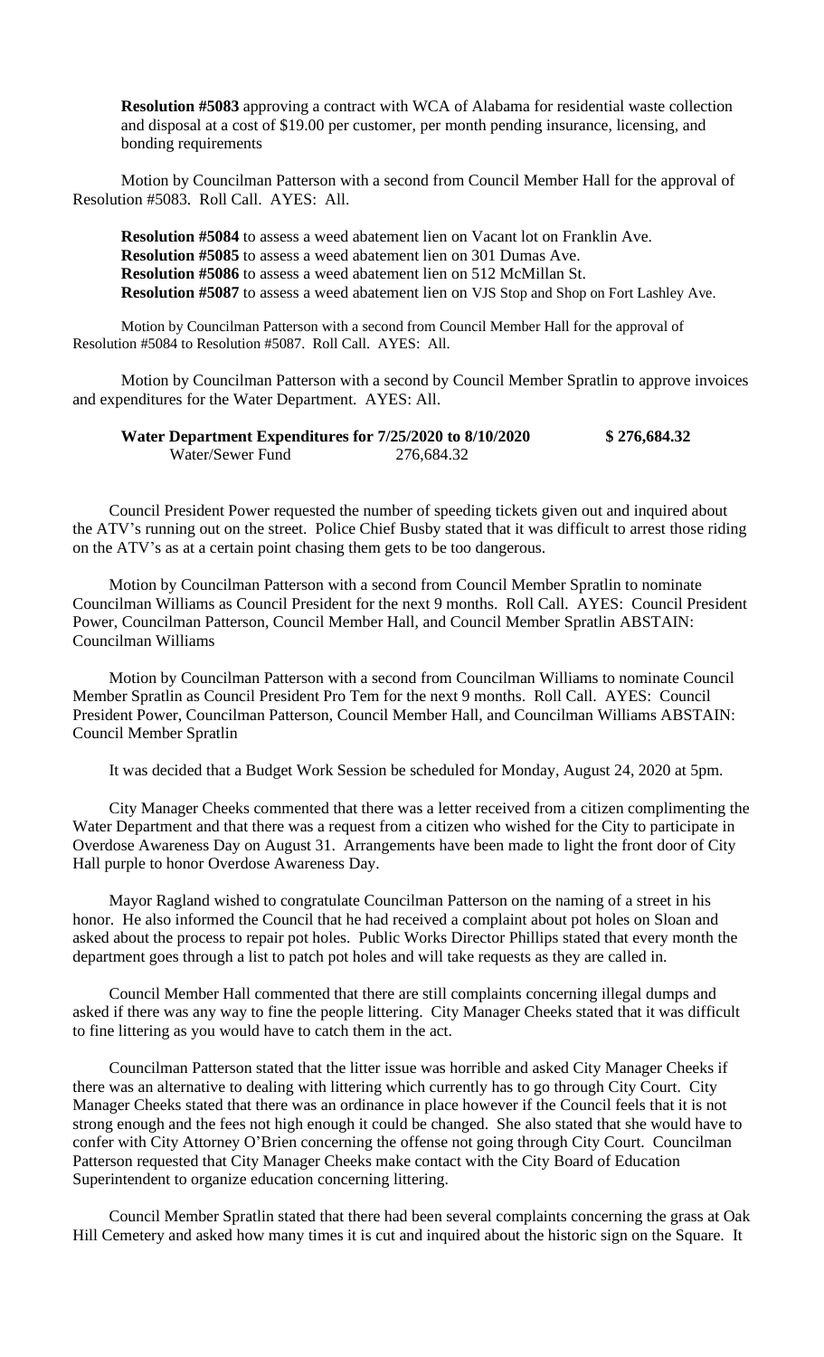**Resolution #5083** approving a contract with WCA of Alabama for residential waste collection and disposal at a cost of $19.00 per customer, per month pending insurance, licensing, and bonding requirements

Motion by Councilman Patterson with a second from Council Member Hall for the approval of Resolution #5083. Roll Call. AYES: All.

**Resolution #5084** to assess a weed abatement lien on Vacant lot on Franklin Ave.
**Resolution #5085** to assess a weed abatement lien on 301 Dumas Ave.
**Resolution #5086** to assess a weed abatement lien on 512 McMillan St.
**Resolution #5087** to assess a weed abatement lien on VJS Stop and Shop on Fort Lashley Ave.

Motion by Councilman Patterson with a second from Council Member Hall for the approval of Resolution #5084 to Resolution #5087. Roll Call. AYES: All.

Motion by Councilman Patterson with a second by Council Member Spratlin to approve invoices and expenditures for the Water Department. AYES: All.

| | | |
|---|---|---|
| **Water Department Expenditures for 7/25/2020 to 8/10/2020** | | **$ 276,684.32** |
| Water/Sewer Fund | 276,684.32 | |

Council President Power requested the number of speeding tickets given out and inquired about the ATV's running out on the street. Police Chief Busby stated that it was difficult to arrest those riding on the ATV's as at a certain point chasing them gets to be too dangerous.

Motion by Councilman Patterson with a second from Council Member Spratlin to nominate Councilman Williams as Council President for the next 9 months. Roll Call. AYES: Council President Power, Councilman Patterson, Council Member Hall, and Council Member Spratlin ABSTAIN: Councilman Williams

Motion by Councilman Patterson with a second from Councilman Williams to nominate Council Member Spratlin as Council President Pro Tem for the next 9 months. Roll Call. AYES: Council President Power, Councilman Patterson, Council Member Hall, and Councilman Williams ABSTAIN: Council Member Spratlin

It was decided that a Budget Work Session be scheduled for Monday, August 24, 2020 at 5pm.

City Manager Cheeks commented that there was a letter received from a citizen complimenting the Water Department and that there was a request from a citizen who wished for the City to participate in Overdose Awareness Day on August 31. Arrangements have been made to light the front door of City Hall purple to honor Overdose Awareness Day.

Mayor Ragland wished to congratulate Councilman Patterson on the naming of a street in his honor. He also informed the Council that he had received a complaint about pot holes on Sloan and asked about the process to repair pot holes. Public Works Director Phillips stated that every month the department goes through a list to patch pot holes and will take requests as they are called in.

Council Member Hall commented that there are still complaints concerning illegal dumps and asked if there was any way to fine the people littering. City Manager Cheeks stated that it was difficult to fine littering as you would have to catch them in the act.

Councilman Patterson stated that the litter issue was horrible and asked City Manager Cheeks if there was an alternative to dealing with littering which currently has to go through City Court. City Manager Cheeks stated that there was an ordinance in place however if the Council feels that it is not strong enough and the fees not high enough it could be changed. She also stated that she would have to confer with City Attorney O'Brien concerning the offense not going through City Court. Councilman Patterson requested that City Manager Cheeks make contact with the City Board of Education Superintendent to organize education concerning littering.

Council Member Spratlin stated that there had been several complaints concerning the grass at Oak Hill Cemetery and asked how many times it is cut and inquired about the historic sign on the Square. It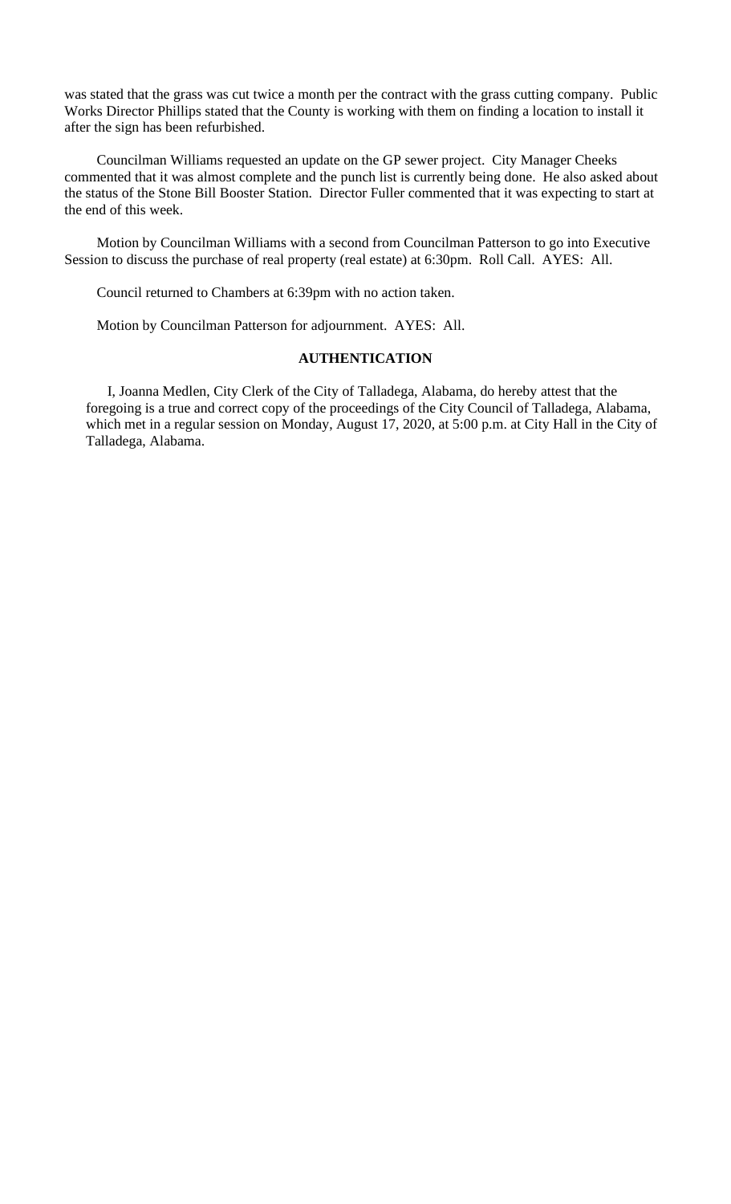was stated that the grass was cut twice a month per the contract with the grass cutting company. Public Works Director Phillips stated that the County is working with them on finding a location to install it after the sign has been refurbished.

Councilman Williams requested an update on the GP sewer project. City Manager Cheeks commented that it was almost complete and the punch list is currently being done. He also asked about the status of the Stone Bill Booster Station. Director Fuller commented that it was expecting to start at the end of this week.

Motion by Councilman Williams with a second from Councilman Patterson to go into Executive Session to discuss the purchase of real property (real estate) at 6:30pm. Roll Call. AYES: All.

Council returned to Chambers at 6:39pm with no action taken.

Motion by Councilman Patterson for adjournment. AYES: All.

**AUTHENTICATION**

I, Joanna Medlen, City Clerk of the City of Talladega, Alabama, do hereby attest that the foregoing is a true and correct copy of the proceedings of the City Council of Talladega, Alabama, which met in a regular session on Monday, August 17, 2020, at 5:00 p.m. at City Hall in the City of Talladega, Alabama.